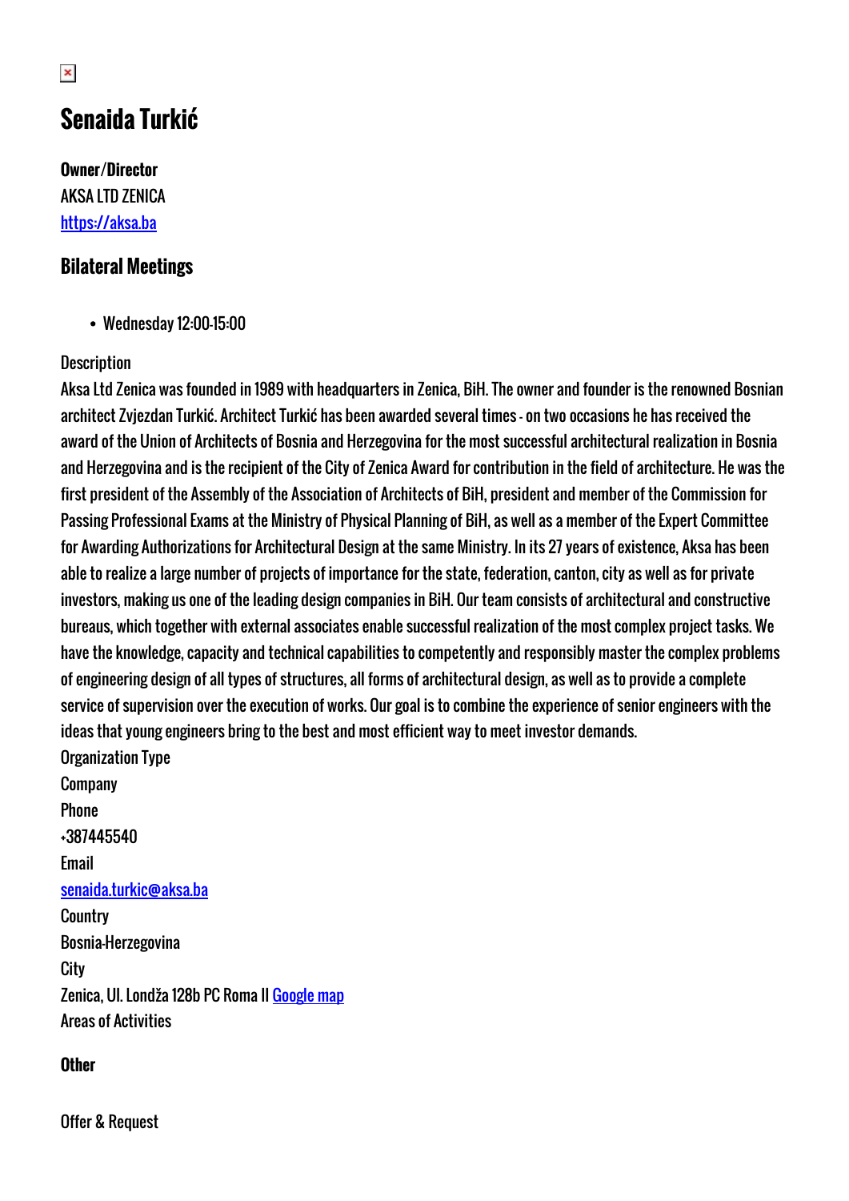# Senaida Turkić

**Owner/Director**
AKSA LTD ZENICA
[https://aksa.ba](https://aksa.ba)

## Bilateral Meetings

- Wednesday 12:00-15:00

Description
Aksa Ltd Zenica was founded in 1989 with headquarters in Zenica, BiH. The owner and founder is the renowned Bosnian architect Zvjezdan Turkić. Architect Turkić has been awarded several times - on two occasions he has received the award of the Union of Architects of Bosnia and Herzegovina for the most successful architectural realization in Bosnia and Herzegovina and is the recipient of the City of Zenica Award for contribution in the field of architecture. He was the first president of the Assembly of the Association of Architects of BiH, president and member of the Commission for Passing Professional Exams at the Ministry of Physical Planning of BiH, as well as a member of the Expert Committee for Awarding Authorizations for Architectural Design at the same Ministry. In its 27 years of existence, Aksa has been able to realize a large number of projects of importance for the state, federation, canton, city as well as for private investors, making us one of the leading design companies in BiH. Our team consists of architectural and constructive bureaus, which together with external associates enable successful realization of the most complex project tasks. We have the knowledge, capacity and technical capabilities to competently and responsibly master the complex problems of engineering design of all types of structures, all forms of architectural design, as well as to provide a complete service of supervision over the execution of works. Our goal is to combine the experience of senior engineers with the ideas that young engineers bring to the best and most efficient way to meet investor demands.
Organization Type
Company
Phone
+387445540
Email
[senaida.turkic@aksa.ba](mailto:senaida.turkic@aksa.ba)
Country
Bosnia-Herzegovina
City
Zenica, Ul. Londža 128b PC Roma II [Google map]()
Areas of Activities

### Other

Offer & Request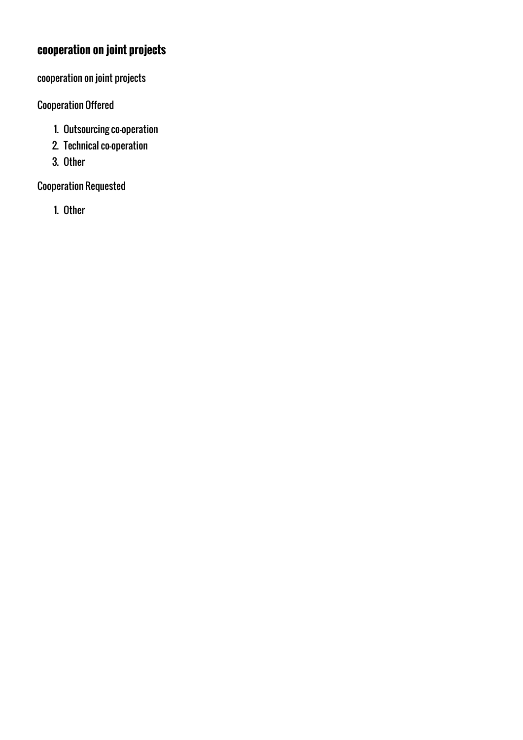## cooperation on joint projects

cooperation on joint projects

Cooperation Offered

1. Outsourcing co-operation
2. Technical co-operation
3. Other

Cooperation Requested

1. Other